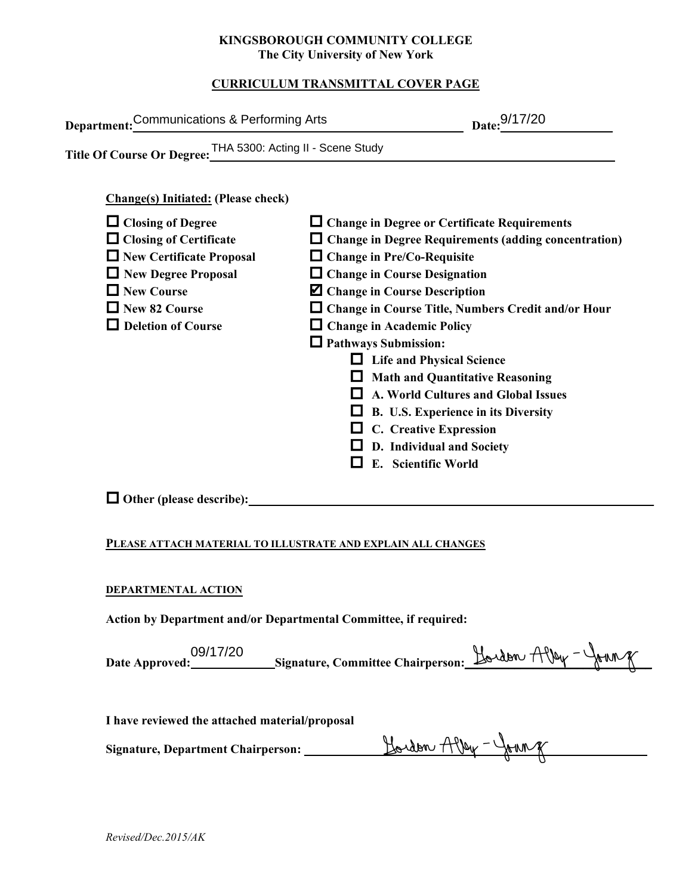**KINGSBOROUGH COMMUNITY COLLEGE**
**The City University of New York**

**CURRICULUM TRANSMITTAL COVER PAGE**

**Department:** Communications & Performing Arts **Date:** 9/17/20

**Title Of Course Or Degree:** THA 5300: Acting II - Scene Study

**Change(s) Initiated:** (Please check)

- ☐ Closing of Degree
- ☐ Closing of Certificate
- ☐ New Certificate Proposal
- ☐ New Degree Proposal
- ☐ New Course
- ☐ New 82 Course
- ☐ Deletion of Course
- ☐ Change in Degree or Certificate Requirements
- ☐ Change in Degree Requirements (adding concentration)
- ☐ Change in Pre/Co-Requisite
- ☐ Change in Course Designation
- ☑ Change in Course Description
- ☐ Change in Course Title, Numbers Credit and/or Hour
- ☐ Change in Academic Policy
- ☐ Pathways Submission:
  - ☐ Life and Physical Science
  - ☐ Math and Quantitative Reasoning
  - ☐ A. World Cultures and Global Issues
  - ☐ B. U.S. Experience in its Diversity
  - ☐ C. Creative Expression
  - ☐ D. Individual and Society
  - ☐ E. Scientific World

☐ **Other (please describe):** ______

**PLEASE ATTACH MATERIAL TO ILLUSTRATE AND EXPLAIN ALL CHANGES**

**DEPARTMENTAL ACTION**

**Action by Department and/or Departmental Committee, if required:**

**Date Approved:** 09/17/20 **Signature, Committee Chairperson:** Gordon Alley-Young

**I have reviewed the attached material/proposal**

**Signature, Department Chairperson:** Gordon Alley-Young

*Revised/Dec.2015/AK*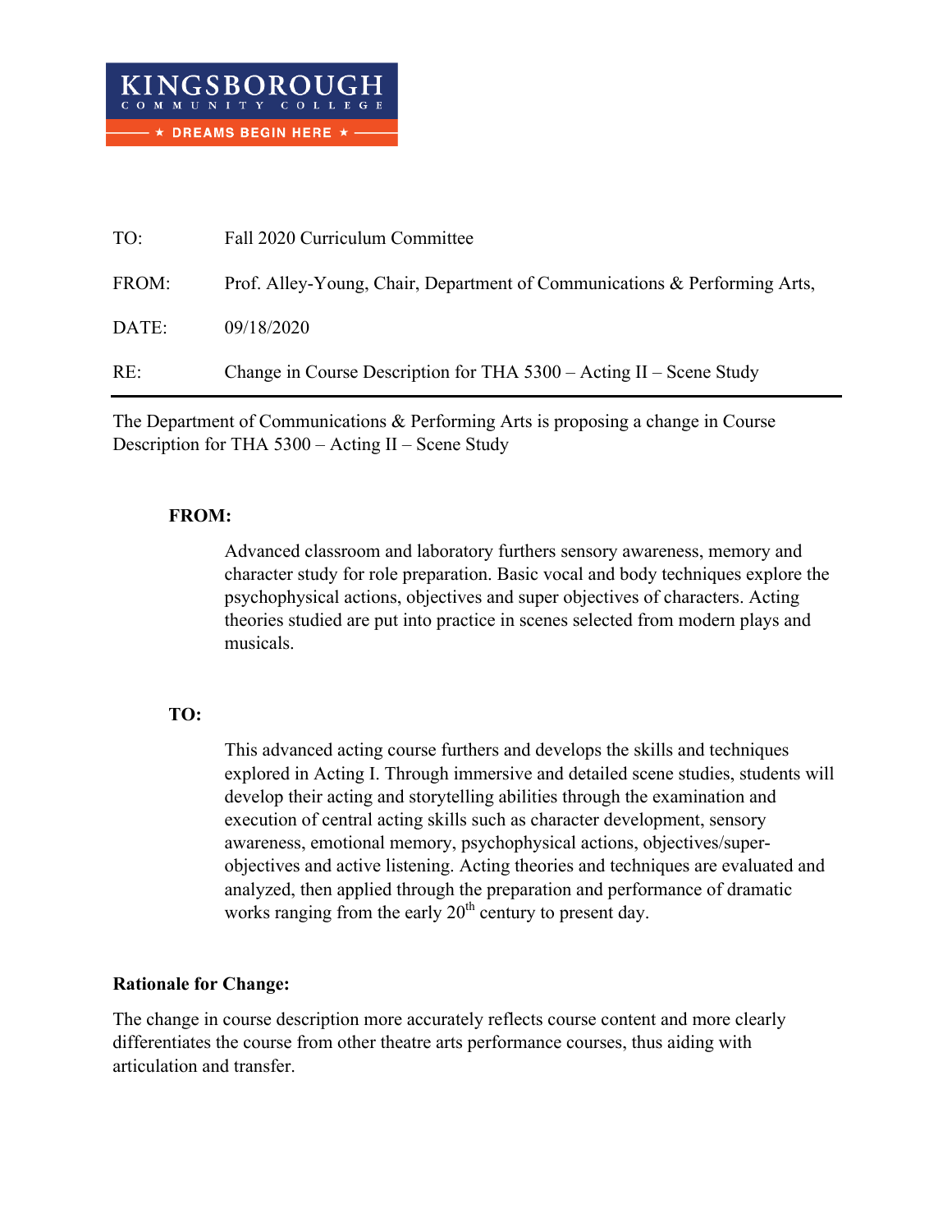KINGSBOROUGH COMMUNITY COLLEGE
★ DREAMS BEGIN HERE ★

| | |
|---|---|
| TO: | Fall 2020 Curriculum Committee |
| FROM: | Prof. Alley-Young, Chair, Department of Communications & Performing Arts, |
| DATE: | 09/18/2020 |
| RE: | Change in Course Description for THA 5300 – Acting II – Scene Study |

The Department of Communications & Performing Arts is proposing a change in Course Description for THA 5300 – Acting II – Scene Study

**FROM:**

Advanced classroom and laboratory furthers sensory awareness, memory and character study for role preparation. Basic vocal and body techniques explore the psychophysical actions, objectives and super objectives of characters. Acting theories studied are put into practice in scenes selected from modern plays and musicals.

**TO:**

This advanced acting course furthers and develops the skills and techniques explored in Acting I. Through immersive and detailed scene studies, students will develop their acting and storytelling abilities through the examination and execution of central acting skills such as character development, sensory awareness, emotional memory, psychophysical actions, objectives/super-objectives and active listening. Acting theories and techniques are evaluated and analyzed, then applied through the preparation and performance of dramatic works ranging from the early 20th century to present day.

**Rationale for Change:**

The change in course description more accurately reflects course content and more clearly differentiates the course from other theatre arts performance courses, thus aiding with articulation and transfer.